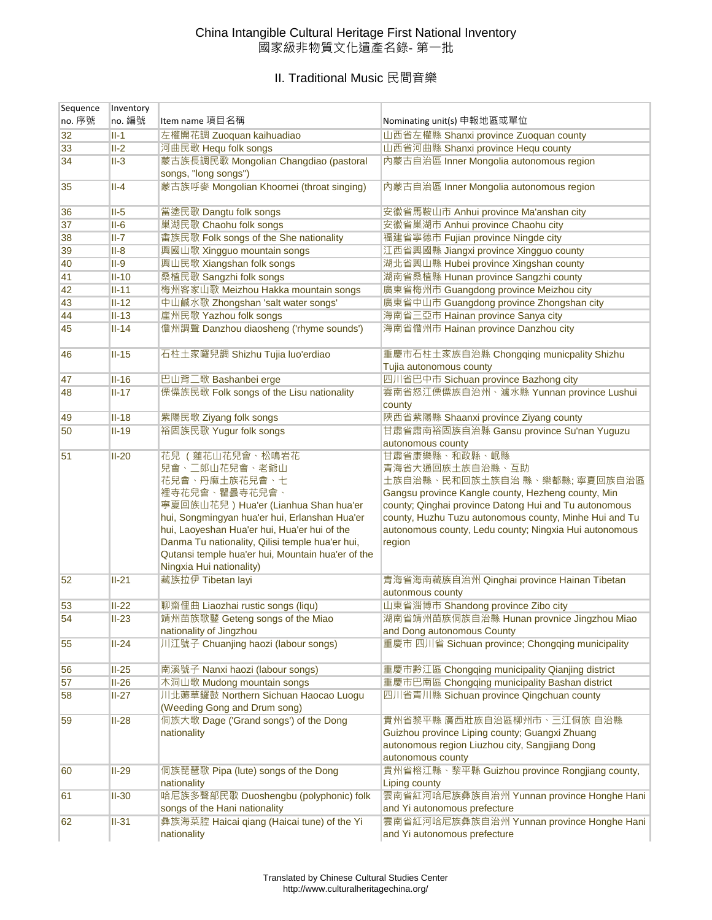# China Intangible Cultural Heritage First National Inventory
# 國家級非物質文化遺產名錄- 第一批

## II. Traditional Music 民間音樂

| Sequence no. 序號 | Inventory no. 編號 | Item name 項目名稱 | Nominating unit(s) 申報地區或單位 |
|---|---|---|---|
| 32 | II-1 | 左權開花調 Zuoquan kaihuadiao | 山西省左權縣 Shanxi province Zuoquan county |
| 33 | II-2 | 河曲民歌 Hequ folk songs | 山西省河曲縣 Shanxi province Hequ county |
| 34 | II-3 | 蒙古族長調民歌 Mongolian Changdiao (pastoral songs, "long songs") | 內蒙古自治區 Inner Mongolia autonomous region |
| 35 | II-4 | 蒙古族呼麥 Mongolian Khoomei (throat singing) | 內蒙古自治區 Inner Mongolia autonomous region |
| 36 | II-5 | 當塗民歌 Dangtu folk songs | 安徽省馬鞍山市 Anhui province Ma'anshan city |
| 37 | II-6 | 巢湖民歌 Chaohu folk songs | 安徽省巢湖市 Anhui province Chaohu city |
| 38 | II-7 | 畲族民歌 Folk songs of the She nationality | 福建省寧德市 Fujian province Ningde city |
| 39 | II-8 | 興國山歌 Xingguo mountain songs | 江西省興國縣 Jiangxi province Xingguo county |
| 40 | II-9 | 興山民歌 Xiangshan folk songs | 湖北省興山縣 Hubei province Xingshan county |
| 41 | II-10 | 桑植民歌 Sangzhi folk songs | 湖南省桑植縣 Hunan province Sangzhi county |
| 42 | II-11 | 梅州客家山歌 Meizhou Hakka mountain songs | 廣東省梅州市 Guangdong province Meizhou city |
| 43 | II-12 | 中山鹹水歌 Zhongshan 'salt water songs' | 廣東省中山市 Guangdong province Zhongshan city |
| 44 | II-13 | 崖州民歌 Yazhou folk songs | 海南省三亞市 Hainan province Sanya city |
| 45 | II-14 | 儋州調聲 Danzhou diaosheng ('rhyme sounds') | 海南省儋州市 Hainan province Danzhou city |
| 46 | II-15 | 石柱土家囉兒調 Shizhu Tujia luo'erdiao | 重慶市石柱土家族自治縣 Chongqing municpality Shizhu Tujia autonomous county |
| 47 | II-16 | 巴山背二歌 Bashanbei erge | 四川省巴中市 Sichuan province Bazhong city |
| 48 | II-17 | 傈僳族民歌 Folk songs of the Lisu nationality | 雲南省怒江傈僳族自治州、瀘水縣 Yunnan province Lushui county |
| 49 | II-18 | 紫陽民歌 Ziyang folk songs | 陝西省紫陽縣 Shaanxi province Ziyang county |
| 50 | II-19 | 裕固族民歌 Yugur folk songs | 甘肅省肅南裕固族自治縣 Gansu province Su'nan Yuguzu autonomous county |
| 51 | II-20 | 花兒 （蓮花山花兒會、松鳴岩花兒會、二郎山花兒會、老爺山花兒會、丹麻土族花兒會、七裡寺花兒會、瞿曇寺花兒會、寧夏回族山花兒）Hua'er (Lianhua Shan hua'er hui, Songmingyan hua'er hui, Erlanshan Hua'er hui, Laoyeshan Hua'er hui, Hua'er hui of the Danma Tu nationality, Qilisi temple hua'er hui, Qutansi temple hua'er hui, Mountain hua'er of the Ningxia Hui nationality) | 甘肅省康樂縣、和政縣、岷縣 青海省大通回族土族自治縣、互助土族自治縣、民和回族土族自治 縣、樂都縣; 寧夏回族自治區 Gangsu province Kangle county, Hezheng county, Min county; Qinghai province Datong Hui and Tu autonomous county, Huzhu Tuzu autonomous county, Minhe Hui and Tu autonomous county, Ledu county; Ningxia Hui autonomous region |
| 52 | II-21 | 藏族拉伊 Tibetan layi | 青海省海南藏族自治州 Qinghai province Hainan Tibetan autonmous county |
| 53 | II-22 | 聊齋俚曲 Liaozhai rustic songs (liqu) | 山東省淄博市 Shandong province Zibo city |
| 54 | II-23 | 靖州苗族歌鼟 Geteng songs of the Miao nationality of Jingzhou | 湖南省靖州苗族侗族自治縣 Hunan provnice Jingzhou Miao and Dong autonomous County |
| 55 | II-24 | 川江號子 Chuanjing haozi (labour songs) | 重慶市 四川省 Sichuan province; Chongqing municipality |
| 56 | II-25 | 南溪號子 Nanxi haozi (labour songs) | 重慶市黔江區 Chongqing municipality Qianjing district |
| 57 | II-26 | 木洞山歌 Mudong mountain songs | 重慶市巴南區 Chongqing municipality Bashan district |
| 58 | II-27 | 川北薅草鑼鼓 Northern Sichuan Haocao Luogu (Weeding Gong and Drum song) | 四川省青川縣 Sichuan province Qingchuan county |
| 59 | II-28 | 侗族大歌 Dage ('Grand songs') of the Dong nationality | 貴州省黎平縣 廣西壯族自治區柳州市、三江侗族 自治縣 Guizhou province Liping county; Guangxi Zhuang autonomous region Liuzhou city, Sangjiang Dong autonomous county |
| 60 | II-29 | 侗族琵琶歌 Pipa (lute) songs of the Dong nationality | 貴州省榕江縣、黎平縣 Guizhou province Rongjiang county, Liping county |
| 61 | II-30 | 哈尼族多聲部民歌 Duoshengbu (polyphonic) folk songs of the Hani nationality | 雲南省紅河哈尼族彝族自治州 Yunnan province Honghe Hani and Yi autonomous prefecture |
| 62 | II-31 | 彝族海菜腔 Haicai qiang (Haicai tune) of the Yi nationality | 雲南省紅河哈尼族彝族自治州 Yunnan province Honghe Hani and Yi autonomous prefecture |

Translated by Chinese Cultural Studies Center
http://www.culturalheritagechina.org/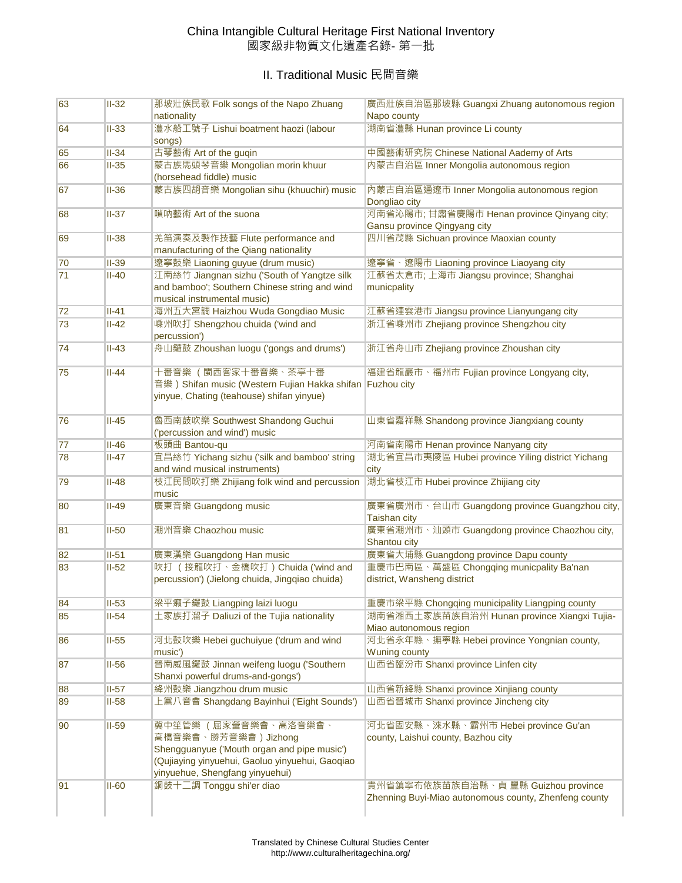China Intangible Cultural Heritage First National Inventory
國家級非物質文化遺產名錄- 第一批

## II. Traditional Music 民間音樂

| | | | |
|---|---|---|---|
| 63 | II-32 | 那坡壯族民歌 Folk songs of the Napo Zhuang nationality | 廣西壯族自治區那坡縣 Guangxi Zhuang autonomous region Napo county |
| 64 | II-33 | 澧水船工號子 Lishui boatment haozi (labour songs) | 湖南省澧縣 Hunan province Li county |
| 65 | II-34 | 古琴藝術 Art of the guqin | 中國藝術研究院 Chinese National Aademy of Arts |
| 66 | II-35 | 蒙古族馬頭琴音樂 Mongolian morin khuur (horsehead fiddle) music | 內蒙古自治區 Inner Mongolia autonomous region |
| 67 | II-36 | 蒙古族四胡音樂 Mongolian sihu (khuuchir) music | 內蒙古自治區通遼市 Inner Mongolia autonomous region Dongliao city |
| 68 | II-37 | 嗩吶藝術 Art of the suona | 河南省沁陽市; 甘肅省慶陽市 Henan province Qinyang city; Gansu province Qingyang city |
| 69 | II-38 | 羌笛演奏及製作技藝 Flute performance and manufacturing of the Qiang nationality | 四川省茂縣 Sichuan province Maoxian county |
| 70 | II-39 | 遼寧鼓樂 Liaoning guyue (drum music) | 遼寧省、遼陽市 Liaoning province Liaoyang city |
| 71 | II-40 | 江南絲竹 Jiangnan sizhu ('South of Yangtze silk and bamboo'; Southern Chinese string and wind musical instrumental music) | 江蘇省太倉市; 上海市 Jiangsu province; Shanghai municpality |
| 72 | II-41 | 海州五大宮調 Haizhou Wuda Gongdiao Music | 江蘇省連雲港市 Jiangsu province Lianyungang city |
| 73 | II-42 | 嵊州吹打 Shengzhou chuida ('wind and percussion') | 浙江省嵊州市 Zhejiang province Shengzhou city |
| 74 | II-43 | 舟山鑼鼓 Zhoushan luogu ('gongs and drums') | 浙江省舟山市 Zhejiang province Zhoushan city |
| 75 | II-44 | 十番音樂（閩西客家十番音樂、茶亭十番音樂）Shifan music (Western Fujian Hakka shifan yinyue, Chating (teahouse) shifan yinyue) | 福建省龍巖市、福州市 Fujian province Longyang city, Fuzhou city |
| 76 | II-45 | 魯西南鼓吹樂 Southwest Shandong Guchui ('percussion and wind') music | 山東省嘉祥縣 Shandong province Jiangxiang county |
| 77 | II-46 | 板頭曲 Bantou-qu | 河南省南陽市 Henan province Nanyang city |
| 78 | II-47 | 宜昌絲竹 Yichang sizhu ('silk and bamboo' string and wind musical instruments) | 湖北省宜昌市夷陵區 Hubei province Yiling district Yichang city |
| 79 | II-48 | 枝江民間吹打樂 Zhijiang folk wind and percussion music | 湖北省枝江市 Hubei province Zhijiang city |
| 80 | II-49 | 廣東音樂 Guangdong music | 廣東省廣州市、台山市 Guangdong province Guangzhou city, Taishan city |
| 81 | II-50 | 潮州音樂 Chaozhou music | 廣東省潮州市、汕頭市 Guangdong province Chaozhou city, Shantou city |
| 82 | II-51 | 廣東漢樂 Guangdong Han music | 廣東省大埔縣 Guangdong province Dapu county |
| 83 | II-52 | 吹打（接龍吹打、金橋吹打）Chuida ('wind and percussion') (Jielong chuida, Jingqiao chuida) | 重慶市巴南區、萬盛區 Chongqing municpality Ba'nan district, Wansheng district |
| 84 | II-53 | 梁平癩子鑼鼓 Liangping laizi luogu | 重慶市梁平縣 Chongqing municipality Liangping county |
| 85 | II-54 | 土家族打溜子 Daliuzi of the Tujia nationality | 湖南省湘西土家族苗族自治州 Hunan province Xiangxi Tujia-Miao autonomous region |
| 86 | II-55 | 河北鼓吹樂 Hebei guchuiyue ('drum and wind music') | 河北省永年縣、撫寧縣 Hebei province Yongnian county, Wuning county |
| 87 | II-56 | 晉南威風鑼鼓 Jinnan weifeng luogu ('Southern Shanxi powerful drums-and-gongs') | 山西省臨汾市 Shanxi province Linfen city |
| 88 | II-57 | 絳州鼓樂 Jiangzhou drum music | 山西省新絳縣 Shanxi province Xinjiang county |
| 89 | II-58 | 上黨八音會 Shangdang Bayinhui ('Eight Sounds') | 山西省晉城市 Shanxi province Jincheng city |
| 90 | II-59 | 冀中笙管樂（屈家營音樂會、高洛音樂會、高橋音樂會、勝芳音樂會）Jizhong Shengguanyue ('Mouth organ and pipe music') (Qujiaying yinyuehui, Gaoluo yinyuehui, Gaoqiao yinyuehue, Shengfang yinyuehui) | 河北省固安縣、淶水縣、霸州市 Hebei province Gu'an county, Laishui county, Bazhou city |
| 91 | II-60 | 銅鼓十二調 Tonggu shi'er diao | 貴州省鎮寧布依族苗族自治縣、貞 豐縣 Guizhou province Zhenning Buyi-Miao autonomous county, Zhenfeng county |

Translated by Chinese Cultural Studies Center
http://www.culturalheritagechina.org/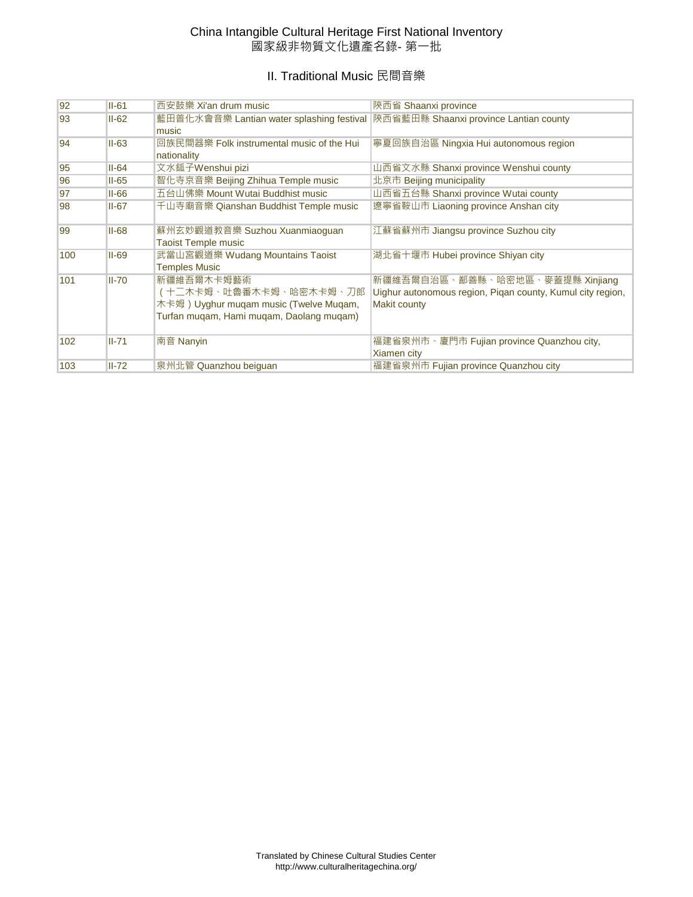# China Intangible Cultural Heritage First National Inventory
# 國家級非物質文化遺產名錄- 第一批

## II. Traditional Music 民間音樂

| | | | |
|---|---|---|---|
| 92 | II-61 | 西安鼓樂 Xi'an drum music | 陝西省 Shaanxi province |
| 93 | II-62 | 藍田普化水會音樂 Lantian water splashing festival music | 陝西省藍田縣 Shaanxi province Lantian county |
| 94 | II-63 | 回族民間器樂 Folk instrumental music of the Hui nationality | 寧夏回族自治區 Ningxia Hui autonomous region |
| 95 | II-64 | 文水鈲子Wenshui pizi | 山西省文水縣 Shanxi province Wenshui county |
| 96 | II-65 | 智化寺京音樂 Beijing Zhihua Temple music | 北京市 Beijing municipality |
| 97 | II-66 | 五台山佛樂 Mount Wutai Buddhist music | 山西省五台縣 Shanxi province Wutai county |
| 98 | II-67 | 千山寺廟音樂 Qianshan Buddhist Temple music | 遼寧省鞍山市 Liaoning province Anshan city |
| 99 | II-68 | 蘇州玄妙觀道教音樂 Suzhou Xuanmiaoguan Taoist Temple music | 江蘇省蘇州市 Jiangsu province Suzhou city |
| 100 | II-69 | 武當山宮觀道樂 Wudang Mountains Taoist Temples Music | 湖北省十堰市 Hubei province Shiyan city |
| 101 | II-70 | 新疆維吾爾木卡姆藝術（十二木卡姆、吐魯番木卡姆、哈密木卡姆、刀郎木卡姆）Uyghur muqam music (Twelve Muqam, Turfan muqam, Hami muqam, Daolang muqam) | 新疆維吾爾自治區、鄯善縣、哈密地區、麥蓋提縣 Xinjiang Uighur autonomous region, Piqan county, Kumul city region, Makit county |
| 102 | II-71 | 南音 Nanyin | 福建省泉州市、廈門市 Fujian province Quanzhou city, Xiamen city |
| 103 | II-72 | 泉州北管 Quanzhou beiguan | 福建省泉州市 Fujian province Quanzhou city |

Translated by Chinese Cultural Studies Center
http://www.culturalheritagechina.org/